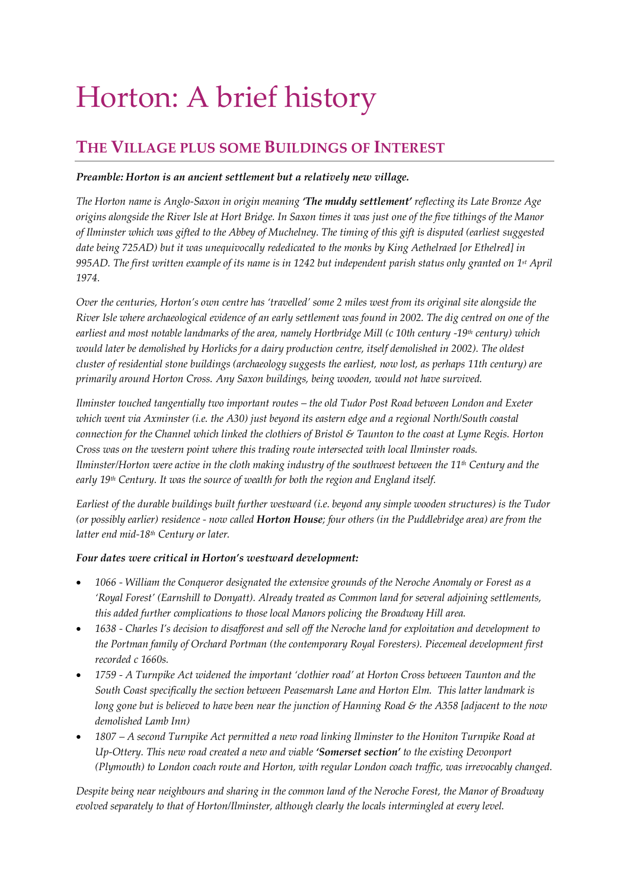# Horton: A brief history

## THE VILLAGE PLUS SOME BUILDINGS OF INTEREST

***Preamble: Horton is an ancient settlement but a relatively new village.***

*The Horton name is Anglo-Saxon in origin meaning **'The muddy settlement'** reflecting its Late Bronze Age origins alongside the River Isle at Hort Bridge. In Saxon times it was just one of the five tithings of the Manor of Ilminster which was gifted to the Abbey of Muchelney. The timing of this gift is disputed (earliest suggested date being 725AD) but it was unequivocally rededicated to the monks by King Aethelraed [or Ethelred] in 995AD. The first written example of its name is in 1242 but independent parish status only granted on 1st April 1974.*

*Over the centuries, Horton's own centre has 'travelled' some 2 miles west from its original site alongside the River Isle where archaeological evidence of an early settlement was found in 2002. The dig centred on one of the earliest and most notable landmarks of the area, namely Hortbridge Mill (c 10th century -19th century) which would later be demolished by Horlicks for a dairy production centre, itself demolished in 2002). The oldest cluster of residential stone buildings (archaeology suggests the earliest, now lost, as perhaps 11th century) are primarily around Horton Cross. Any Saxon buildings, being wooden, would not have survived.*

*Ilminster touched tangentially two important routes – the old Tudor Post Road between London and Exeter which went via Axminster (i.e. the A30) just beyond its eastern edge and a regional North/South coastal connection for the Channel which linked the clothiers of Bristol & Taunton to the coast at Lyme Regis. Horton Cross was on the western point where this trading route intersected with local Ilminster roads. Ilminster/Horton were active in the cloth making industry of the southwest between the 11th Century and the early 19th Century. It was the source of wealth for both the region and England itself.*

*Earliest of the durable buildings built further westward (i.e. beyond any simple wooden structures) is the Tudor (or possibly earlier) residence - now called **Horton House**; four others (in the Puddlebridge area) are from the latter end mid-18th Century or later.*

***Four dates were critical in Horton's westward development:***

- *1066 - William the Conqueror designated the extensive grounds of the Neroche Anomaly or Forest as a 'Royal Forest' (Earnshill to Donyatt). Already treated as Common land for several adjoining settlements, this added further complications to those local Manors policing the Broadway Hill area.*
- *1638 - Charles I's decision to disafforest and sell off the Neroche land for exploitation and development to the Portman family of Orchard Portman (the contemporary Royal Foresters). Piecemeal development first recorded c 1660s.*
- *1759 - A Turnpike Act widened the important 'clothier road' at Horton Cross between Taunton and the South Coast specifically the section between Peasemarsh Lane and Horton Elm. This latter landmark is long gone but is believed to have been near the junction of Hanning Road & the A358 [adjacent to the now demolished Lamb Inn)*
- *1807 – A second Turnpike Act permitted a new road linking Ilminster to the Honiton Turnpike Road at Up-Ottery. This new road created a new and viable **'Somerset section'** to the existing Devonport (Plymouth) to London coach route and Horton, with regular London coach traffic, was irrevocably changed.*

*Despite being near neighbours and sharing in the common land of the Neroche Forest, the Manor of Broadway evolved separately to that of Horton/Ilminster, although clearly the locals intermingled at every level.*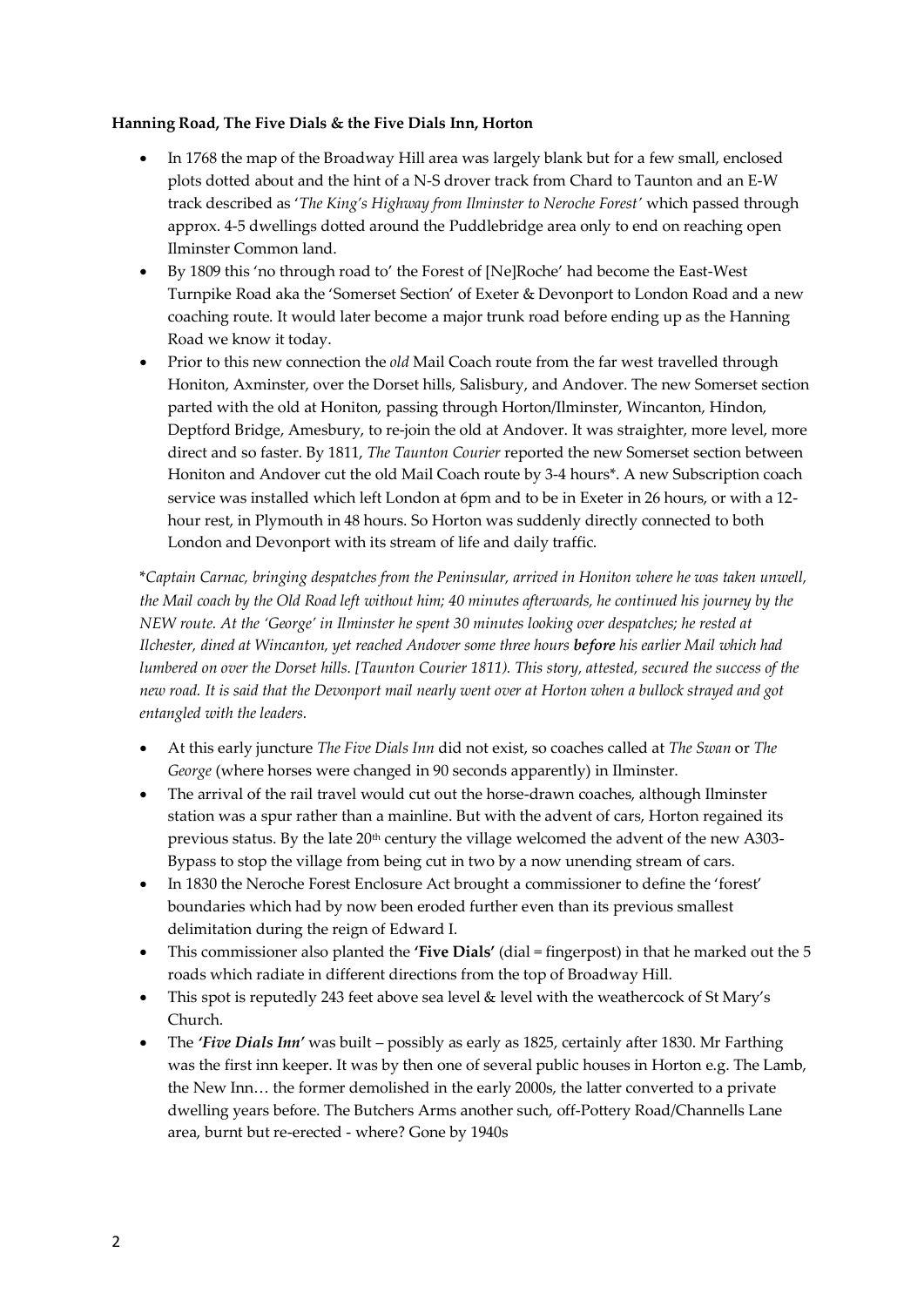**Hanning Road, The Five Dials & the Five Dials Inn, Horton**

- In 1768 the map of the Broadway Hill area was largely blank but for a few small, enclosed plots dotted about and the hint of a N-S drover track from Chard to Taunton and an E-W track described as '*The King's Highway from Ilminster to Neroche Forest'* which passed through approx. 4-5 dwellings dotted around the Puddlebridge area only to end on reaching open Ilminster Common land.
- By 1809 this 'no through road to' the Forest of [Ne]Roche' had become the East-West Turnpike Road aka the 'Somerset Section' of Exeter & Devonport to London Road and a new coaching route. It would later become a major trunk road before ending up as the Hanning Road we know it today.
- Prior to this new connection the *old* Mail Coach route from the far west travelled through Honiton, Axminster, over the Dorset hills, Salisbury, and Andover. The new Somerset section parted with the old at Honiton, passing through Horton/Ilminster, Wincanton, Hindon, Deptford Bridge, Amesbury, to re-join the old at Andover. It was straighter, more level, more direct and so faster. By 1811, *The Taunton Courier* reported the new Somerset section between Honiton and Andover cut the old Mail Coach route by 3-4 hours*. A new Subscription coach service was installed which left London at 6pm and to be in Exeter in 26 hours, or with a 12-hour rest, in Plymouth in 48 hours. So Horton was suddenly directly connected to both London and Devonport with its stream of life and daily traffic.

**Captain Carnac, bringing despatches from the Peninsular, arrived in Honiton where he was taken unwell, the Mail coach by the Old Road left without him; 40 minutes afterwards, he continued his journey by the NEW route. At the 'George' in Ilminster he spent 30 minutes looking over despatches; he rested at Ilchester, dined at Wincanton, yet reached Andover some three hours **before** his earlier Mail which had lumbered on over the Dorset hills. [Taunton Courier 1811). This story, attested, secured the success of the new road. It is said that the Devonport mail nearly went over at Horton when a bullock strayed and got entangled with the leaders.*

- At this early juncture *The Five Dials Inn* did not exist, so coaches called at *The Swan* or *The George* (where horses were changed in 90 seconds apparently) in Ilminster.
- The arrival of the rail travel would cut out the horse-drawn coaches, although Ilminster station was a spur rather than a mainline. But with the advent of cars, Horton regained its previous status. By the late 20th century the village welcomed the advent of the new A303-Bypass to stop the village from being cut in two by a now unending stream of cars.
- In 1830 the Neroche Forest Enclosure Act brought a commissioner to define the 'forest' boundaries which had by now been eroded further even than its previous smallest delimitation during the reign of Edward I.
- This commissioner also planted the **'Five Dials'** (dial = fingerpost) in that he marked out the 5 roads which radiate in different directions from the top of Broadway Hill.
- This spot is reputedly 243 feet above sea level & level with the weathercock of St Mary's Church.
- The ***'Five Dials Inn'*** was built – possibly as early as 1825, certainly after 1830. Mr Farthing was the first inn keeper. It was by then one of several public houses in Horton e.g. The Lamb, the New Inn… the former demolished in the early 2000s, the latter converted to a private dwelling years before. The Butchers Arms another such, off-Pottery Road/Channells Lane area, burnt but re-erected - where? Gone by 1940s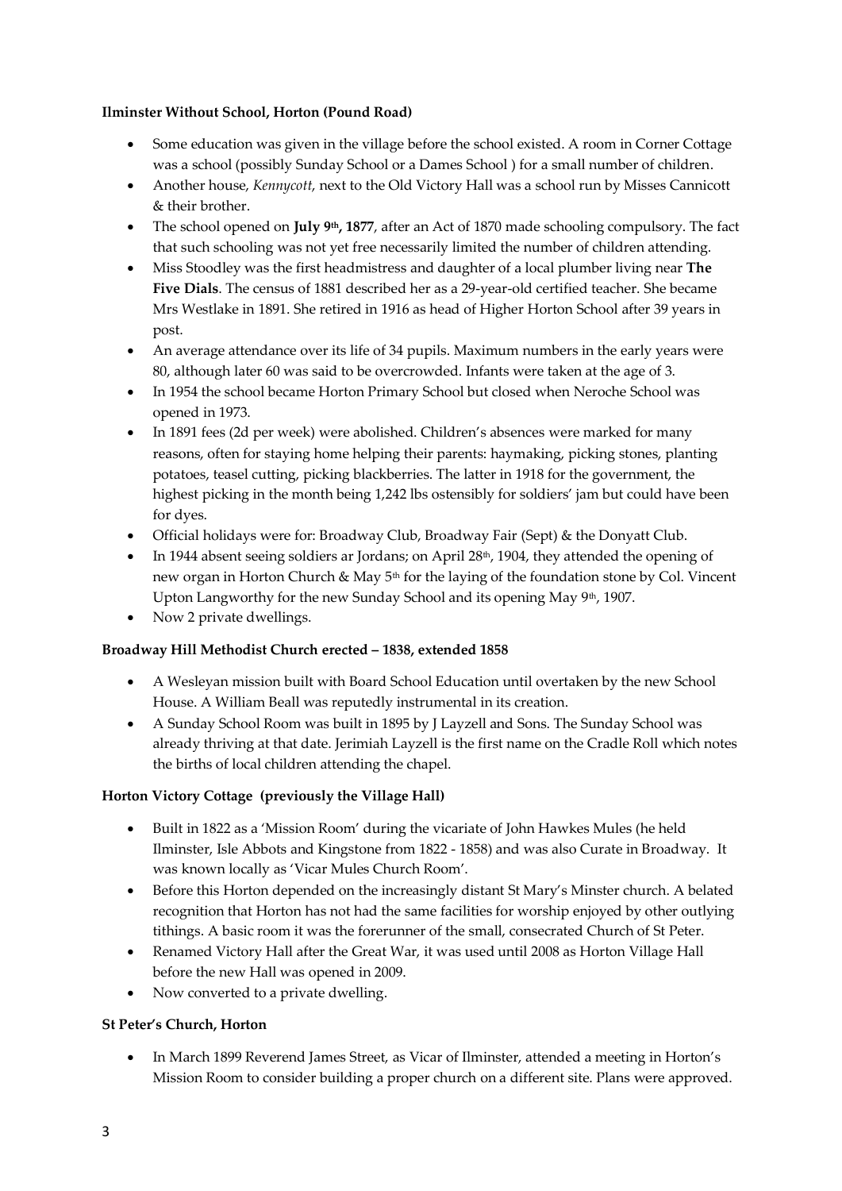**Ilminster Without School, Horton (Pound Road)**

- Some education was given in the village before the school existed. A room in Corner Cottage was a school (possibly Sunday School or a Dames School ) for a small number of children.
- Another house, *Kennycott*, next to the Old Victory Hall was a school run by Misses Cannicott & their brother.
- The school opened on **July 9th, 1877**, after an Act of 1870 made schooling compulsory. The fact that such schooling was not yet free necessarily limited the number of children attending.
- Miss Stoodley was the first headmistress and daughter of a local plumber living near **The Five Dials**. The census of 1881 described her as a 29-year-old certified teacher. She became Mrs Westlake in 1891. She retired in 1916 as head of Higher Horton School after 39 years in post.
- An average attendance over its life of 34 pupils. Maximum numbers in the early years were 80, although later 60 was said to be overcrowded. Infants were taken at the age of 3.
- In 1954 the school became Horton Primary School but closed when Neroche School was opened in 1973.
- In 1891 fees (2d per week) were abolished. Children's absences were marked for many reasons, often for staying home helping their parents: haymaking, picking stones, planting potatoes, teasel cutting, picking blackberries. The latter in 1918 for the government, the highest picking in the month being 1,242 lbs ostensibly for soldiers' jam but could have been for dyes.
- Official holidays were for: Broadway Club, Broadway Fair (Sept) & the Donyatt Club.
- In 1944 absent seeing soldiers ar Jordans; on April 28th, 1904, they attended the opening of new organ in Horton Church & May 5th for the laying of the foundation stone by Col. Vincent Upton Langworthy for the new Sunday School and its opening May 9th, 1907.
- Now 2 private dwellings.

**Broadway Hill Methodist Church erected – 1838, extended 1858**

- A Wesleyan mission built with Board School Education until overtaken by the new School House. A William Beall was reputedly instrumental in its creation.
- A Sunday School Room was built in 1895 by J Layzell and Sons. The Sunday School was already thriving at that date. Jerimiah Layzell is the first name on the Cradle Roll which notes the births of local children attending the chapel.

**Horton Victory Cottage (previously the Village Hall)**

- Built in 1822 as a 'Mission Room' during the vicariate of John Hawkes Mules (he held Ilminster, Isle Abbots and Kingstone from 1822 - 1858) and was also Curate in Broadway. It was known locally as 'Vicar Mules Church Room'.
- Before this Horton depended on the increasingly distant St Mary's Minster church. A belated recognition that Horton has not had the same facilities for worship enjoyed by other outlying tithings. A basic room it was the forerunner of the small, consecrated Church of St Peter.
- Renamed Victory Hall after the Great War, it was used until 2008 as Horton Village Hall before the new Hall was opened in 2009.
- Now converted to a private dwelling.

**St Peter's Church, Horton**

- In March 1899 Reverend James Street, as Vicar of Ilminster, attended a meeting in Horton's Mission Room to consider building a proper church on a different site. Plans were approved.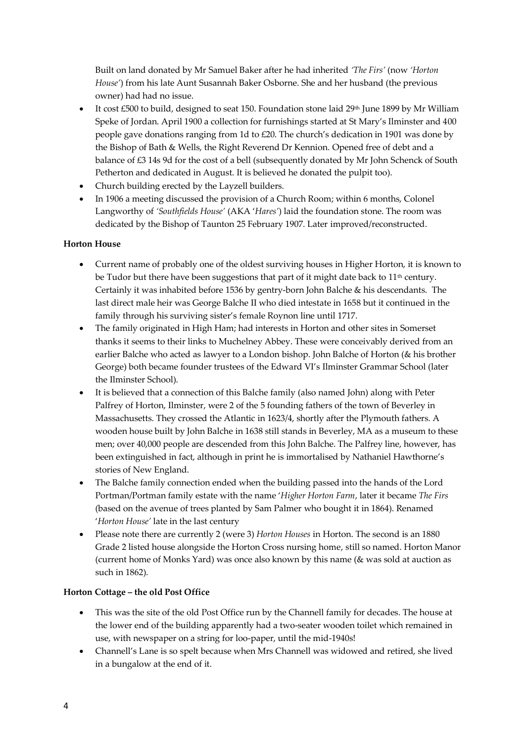Built on land donated by Mr Samuel Baker after he had inherited *'The Firs'* (now *'Horton House'*) from his late Aunt Susannah Baker Osborne. She and her husband (the previous owner) had had no issue.

- It cost £500 to build, designed to seat 150. Foundation stone laid 29th June 1899 by Mr William Speke of Jordan. April 1900 a collection for furnishings started at St Mary's Ilminster and 400 people gave donations ranging from 1d to £20. The church's dedication in 1901 was done by the Bishop of Bath & Wells, the Right Reverend Dr Kennion. Opened free of debt and a balance of £3 14s 9d for the cost of a bell (subsequently donated by Mr John Schenck of South Petherton and dedicated in August. It is believed he donated the pulpit too).
- Church building erected by the Layzell builders.
- In 1906 a meeting discussed the provision of a Church Room; within 6 months, Colonel Langworthy of *'Southfields House'* (AKA '*Hares'*) laid the foundation stone. The room was dedicated by the Bishop of Taunton 25 February 1907. Later improved/reconstructed.

**Horton House**

- Current name of probably one of the oldest surviving houses in Higher Horton, it is known to be Tudor but there have been suggestions that part of it might date back to 11th century. Certainly it was inhabited before 1536 by gentry-born John Balche & his descendants. The last direct male heir was George Balche II who died intestate in 1658 but it continued in the family through his surviving sister's female Roynon line until 1717.
- The family originated in High Ham; had interests in Horton and other sites in Somerset thanks it seems to their links to Muchelney Abbey. These were conceivably derived from an earlier Balche who acted as lawyer to a London bishop. John Balche of Horton (& his brother George) both became founder trustees of the Edward VI's Ilminster Grammar School (later the Ilminster School).
- It is believed that a connection of this Balche family (also named John) along with Peter Palfrey of Horton, Ilminster, were 2 of the 5 founding fathers of the town of Beverley in Massachusetts. They crossed the Atlantic in 1623/4, shortly after the Plymouth fathers. A wooden house built by John Balche in 1638 still stands in Beverley, MA as a museum to these men; over 40,000 people are descended from this John Balche. The Palfrey line, however, has been extinguished in fact, although in print he is immortalised by Nathaniel Hawthorne's stories of New England.
- The Balche family connection ended when the building passed into the hands of the Lord Portman/Portman family estate with the name '*Higher Horton Farm*, later it became *The Firs* (based on the avenue of trees planted by Sam Palmer who bought it in 1864). Renamed '*Horton House'* late in the last century
- Please note there are currently 2 (were 3) *Horton Houses* in Horton. The second is an 1880 Grade 2 listed house alongside the Horton Cross nursing home, still so named. Horton Manor (current home of Monks Yard) was once also known by this name (& was sold at auction as such in 1862).

**Horton Cottage – the old Post Office**

- This was the site of the old Post Office run by the Channell family for decades. The house at the lower end of the building apparently had a two-seater wooden toilet which remained in use, with newspaper on a string for loo-paper, until the mid-1940s!
- Channell's Lane is so spelt because when Mrs Channell was widowed and retired, she lived in a bungalow at the end of it.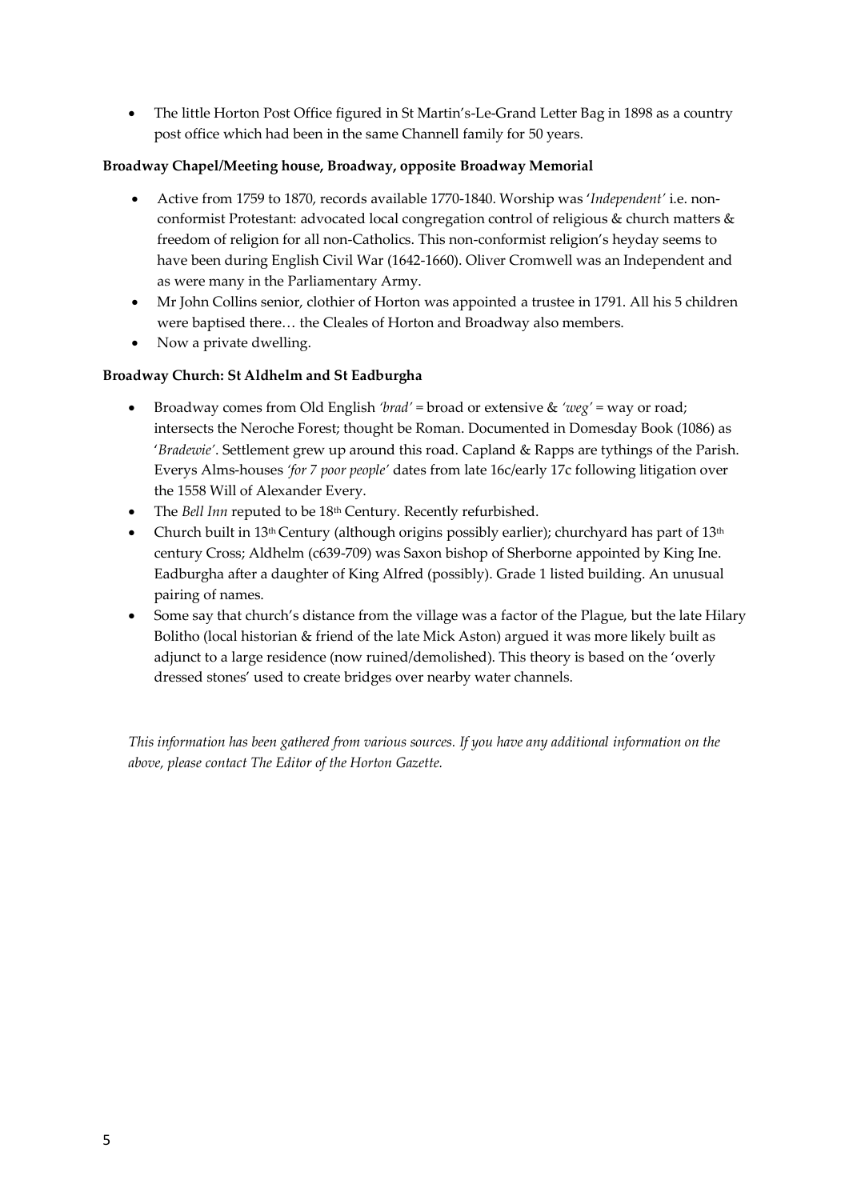- The little Horton Post Office figured in St Martin's-Le-Grand Letter Bag in 1898 as a country post office which had been in the same Channell family for 50 years.

**Broadway Chapel/Meeting house, Broadway, opposite Broadway Memorial**

- Active from 1759 to 1870, records available 1770-1840. Worship was '*Independent*' i.e. non-conformist Protestant: advocated local congregation control of religious & church matters & freedom of religion for all non-Catholics. This non-conformist religion's heyday seems to have been during English Civil War (1642-1660). Oliver Cromwell was an Independent and as were many in the Parliamentary Army.
- Mr John Collins senior, clothier of Horton was appointed a trustee in 1791. All his 5 children were baptised there… the Cleales of Horton and Broadway also members.
- Now a private dwelling.

**Broadway Church: St Aldhelm and St Eadburgha**

- Broadway comes from Old English *'brad'* = broad or extensive & *'weg'* = way or road; intersects the Neroche Forest; thought be Roman. Documented in Domesday Book (1086) as '*Bradewie*'. Settlement grew up around this road. Capland & Rapps are tythings of the Parish. Everys Alms-houses *'for 7 poor people'* dates from late 16c/early 17c following litigation over the 1558 Will of Alexander Every.
- The *Bell Inn* reputed to be 18th Century. Recently refurbished.
- Church built in 13th Century (although origins possibly earlier); churchyard has part of 13th century Cross; Aldhelm (c639-709) was Saxon bishop of Sherborne appointed by King Ine. Eadburgha after a daughter of King Alfred (possibly). Grade 1 listed building. An unusual pairing of names.
- Some say that church's distance from the village was a factor of the Plague, but the late Hilary Bolitho (local historian & friend of the late Mick Aston) argued it was more likely built as adjunct to a large residence (now ruined/demolished). This theory is based on the 'overly dressed stones' used to create bridges over nearby water channels.

*This information has been gathered from various sources. If you have any additional information on the above, please contact The Editor of the Horton Gazette.*